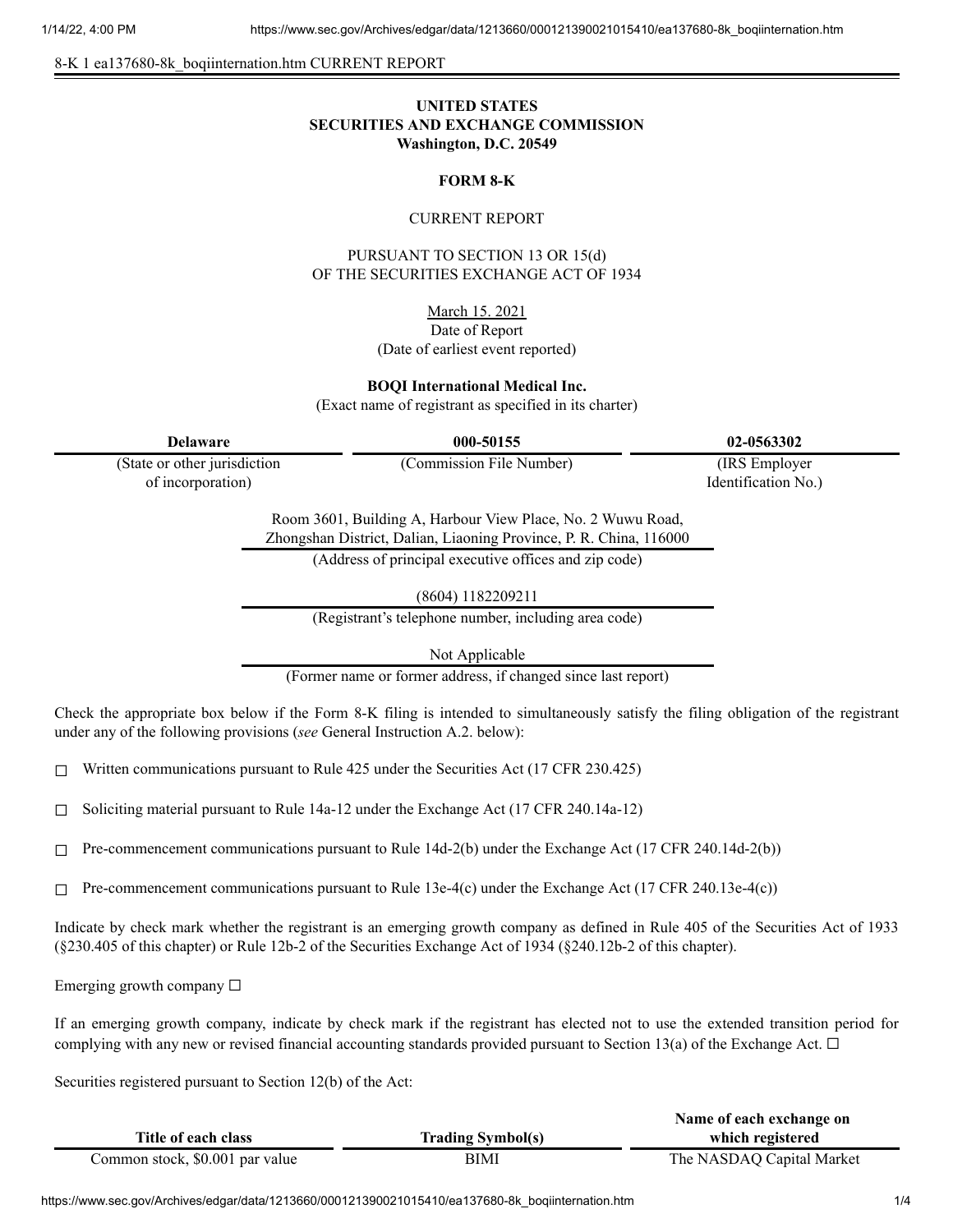8-K 1 ea137680-8k_boqiinternation.htm CURRENT REPORT

**UNITED STATES**
**SECURITIES AND EXCHANGE COMMISSION**
**Washington, D.C. 20549**

**FORM 8-K**

CURRENT REPORT

PURSUANT TO SECTION 13 OR 15(d)
OF THE SECURITIES EXCHANGE ACT OF 1934

March 15. 2021
Date of Report
(Date of earliest event reported)

**BOQI International Medical Inc.**
(Exact name of registrant as specified in its charter)

| **Delaware** | **000-50155** | **02-0563302** |
|---|---|---|
| (State or other jurisdiction of incorporation) | (Commission File Number) | (IRS Employer Identification No.) |

Room 3601, Building A, Harbour View Place, No. 2 Wuwu Road,
Zhongshan District, Dalian, Liaoning Province, P. R. China, 116000
(Address of principal executive offices and zip code)

(8604) 1182209211
(Registrant's telephone number, including area code)

Not Applicable
(Former name or former address, if changed since last report)

Check the appropriate box below if the Form 8-K filing is intended to simultaneously satisfy the filing obligation of the registrant under any of the following provisions (*see* General Instruction A.2. below):

☐ Written communications pursuant to Rule 425 under the Securities Act (17 CFR 230.425)

☐ Soliciting material pursuant to Rule 14a-12 under the Exchange Act (17 CFR 240.14a-12)

☐ Pre-commencement communications pursuant to Rule 14d-2(b) under the Exchange Act (17 CFR 240.14d-2(b))

☐ Pre-commencement communications pursuant to Rule 13e-4(c) under the Exchange Act (17 CFR 240.13e-4(c))

Indicate by check mark whether the registrant is an emerging growth company as defined in Rule 405 of the Securities Act of 1933 (§230.405 of this chapter) or Rule 12b-2 of the Securities Exchange Act of 1934 (§240.12b-2 of this chapter).

Emerging growth company ☐

If an emerging growth company, indicate by check mark if the registrant has elected not to use the extended transition period for complying with any new or revised financial accounting standards provided pursuant to Section 13(a) of the Exchange Act. ☐

Securities registered pursuant to Section 12(b) of the Act:

| Title of each class | Trading Symbol(s) | Name of each exchange on which registered |
|---|---|---|
| Common stock, $0.001 par value | BIMI | The NASDAQ Capital Market |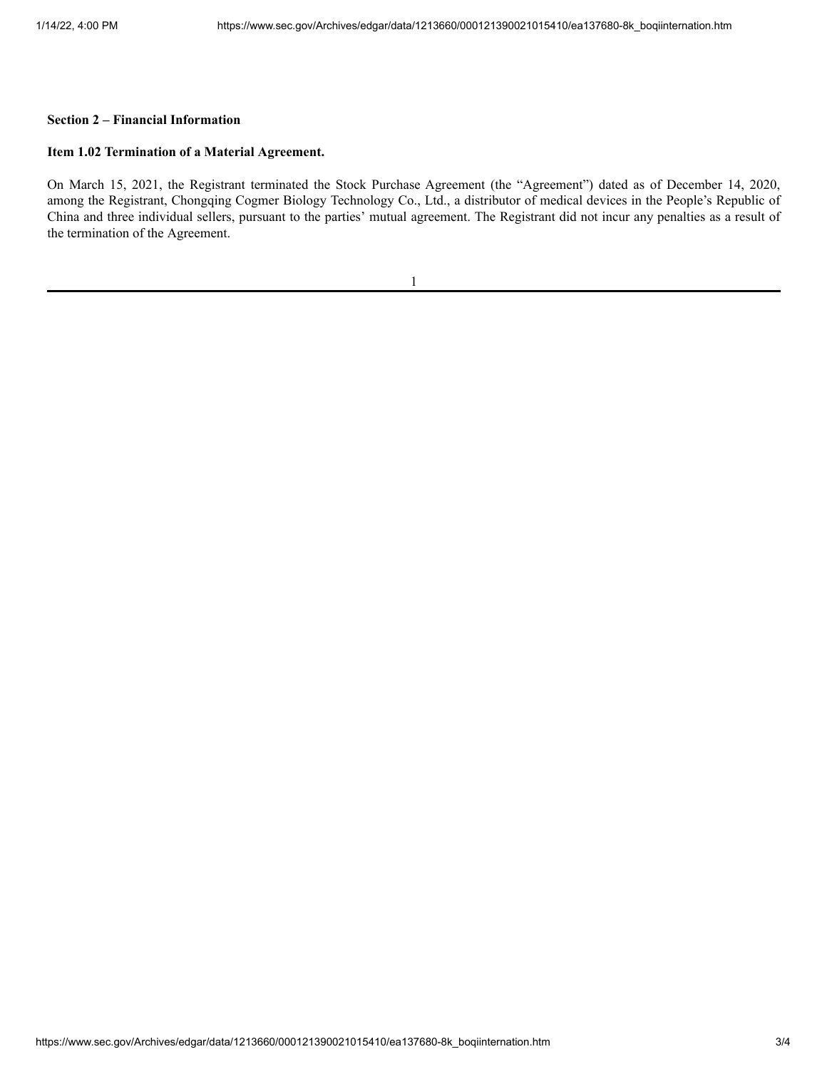**Section 2 – Financial Information**

**Item 1.02 Termination of a Material Agreement.**

On March 15, 2021, the Registrant terminated the Stock Purchase Agreement (the "Agreement") dated as of December 14, 2020, among the Registrant, Chongqing Cogmer Biology Technology Co., Ltd., a distributor of medical devices in the People's Republic of China and three individual sellers, pursuant to the parties' mutual agreement. The Registrant did not incur any penalties as a result of the termination of the Agreement.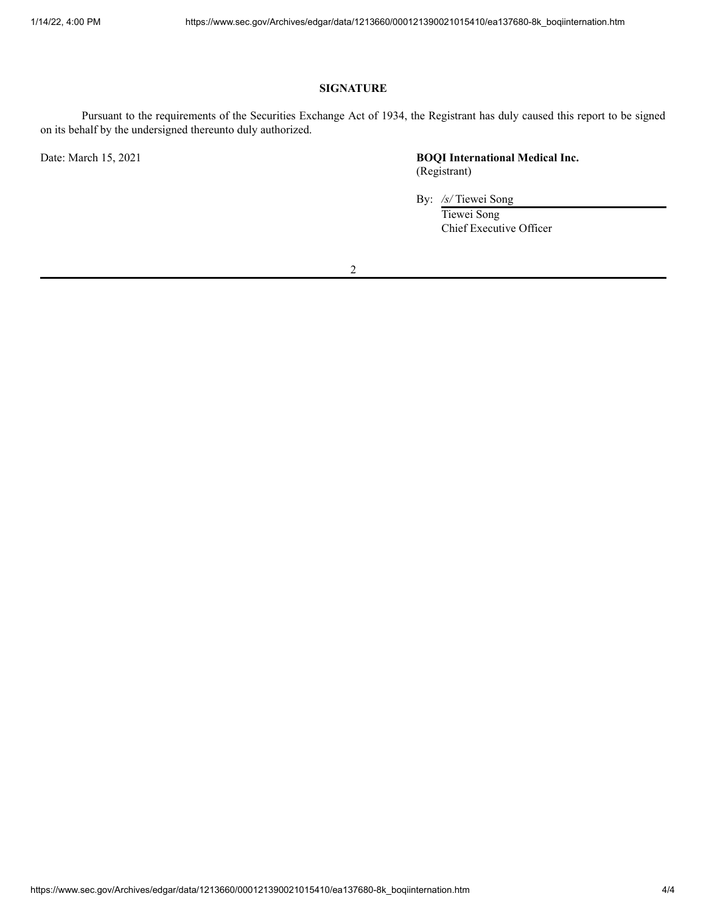## SIGNATURE

Pursuant to the requirements of the Securities Exchange Act of 1934, the Registrant has duly caused this report to be signed on its behalf by the undersigned thereunto duly authorized.

Date: March 15, 2021

**BOQI International Medical Inc.**
(Registrant)

By: */s/* Tiewei Song
Tiewei Song
Chief Executive Officer